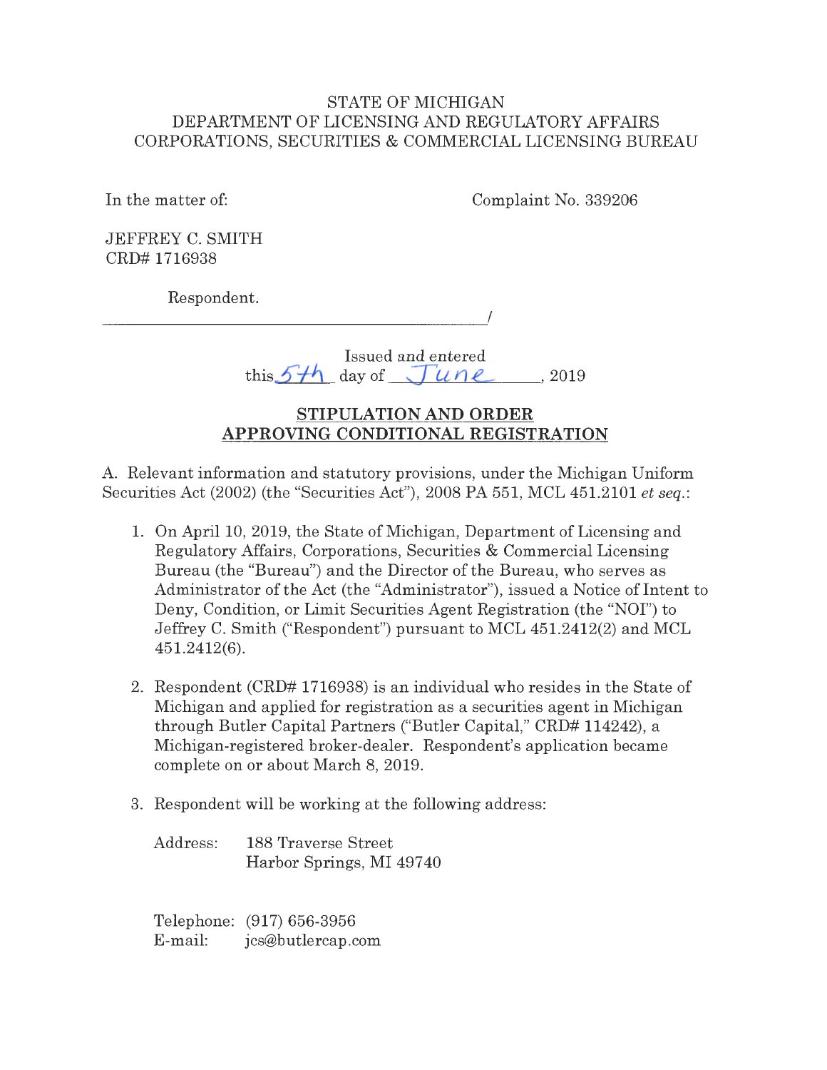STATE OF MICHIGAN
DEPARTMENT OF LICENSING AND REGULATORY AFFAIRS
CORPORATIONS, SECURITIES & COMMERCIAL LICENSING BUREAU

In the matter of: Complaint No. 339206

JEFFREY C. SMITH
CRD# 1716938

Respondent.
_______________________________________/

Issued and entered
this 5th day of June, 2019

## STIPULATION AND ORDER APPROVING CONDITIONAL REGISTRATION

A. Relevant information and statutory provisions, under the Michigan Uniform Securities Act (2002) (the "Securities Act"), 2008 PA 551, MCL 451.2101 *et seq.*:

1. On April 10, 2019, the State of Michigan, Department of Licensing and Regulatory Affairs, Corporations, Securities & Commercial Licensing Bureau (the "Bureau") and the Director of the Bureau, who serves as Administrator of the Act (the "Administrator"), issued a Notice of Intent to Deny, Condition, or Limit Securities Agent Registration (the "NOI") to Jeffrey C. Smith ("Respondent") pursuant to MCL 451.2412(2) and MCL 451.2412(6).

2. Respondent (CRD# 1716938) is an individual who resides in the State of Michigan and applied for registration as a securities agent in Michigan through Butler Capital Partners ("Butler Capital," CRD# 114242), a Michigan-registered broker-dealer. Respondent's application became complete on or about March 8, 2019.

3. Respondent will be working at the following address:

   Address: 188 Traverse Street
   Harbor Springs, MI 49740

   Telephone: (917) 656-3956
   E-mail: jcs@butlercap.com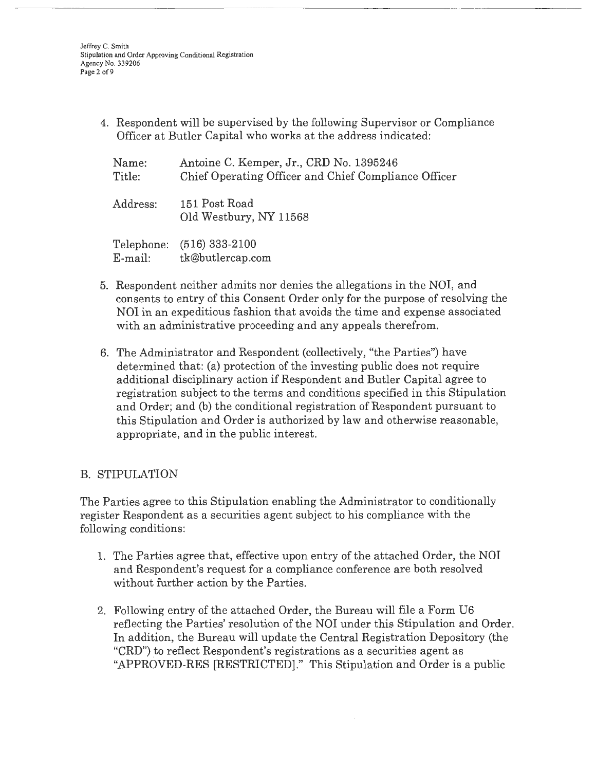4. Respondent will be supervised by the following Supervisor or Compliance Officer at Butler Capital who works at the address indicated:

   Name: Antoine C. Kemper, Jr., CRD No. 1395246
   Title: Chief Operating Officer and Chief Compliance Officer

   Address: 151 Post Road
   Old Westbury, NY 11568

   Telephone: (516) 333-2100
   E-mail: tk@butlercap.com

5. Respondent neither admits nor denies the allegations in the NOI, and consents to entry of this Consent Order only for the purpose of resolving the NOI in an expeditious fashion that avoids the time and expense associated with an administrative proceeding and any appeals therefrom.

6. The Administrator and Respondent (collectively, "the Parties") have determined that: (a) protection of the investing public does not require additional disciplinary action if Respondent and Butler Capital agree to registration subject to the terms and conditions specified in this Stipulation and Order; and (b) the conditional registration of Respondent pursuant to this Stipulation and Order is authorized by law and otherwise reasonable, appropriate, and in the public interest.

## B. STIPULATION

The Parties agree to this Stipulation enabling the Administrator to conditionally register Respondent as a securities agent subject to his compliance with the following conditions:

1. The Parties agree that, effective upon entry of the attached Order, the NOI and Respondent's request for a compliance conference are both resolved without further action by the Parties.

2. Following entry of the attached Order, the Bureau will file a Form U6 reflecting the Parties' resolution of the NOI under this Stipulation and Order. In addition, the Bureau will update the Central Registration Depository (the "CRD") to reflect Respondent's registrations as a securities agent as "APPROVED-RES [RESTRICTED]." This Stipulation and Order is a public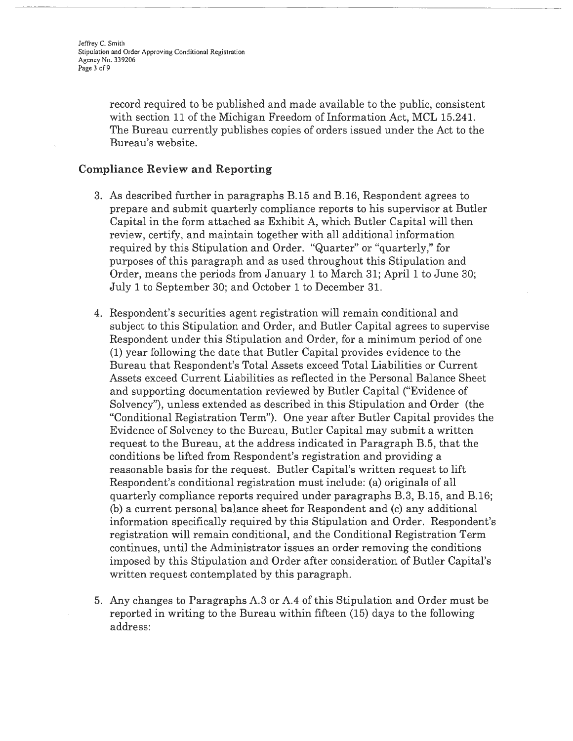record required to be published and made available to the public, consistent with section 11 of the Michigan Freedom of Information Act, MCL 15.241. The Bureau currently publishes copies of orders issued under the Act to the Bureau's website.

## Compliance Review and Reporting

3. As described further in paragraphs B.15 and B.16, Respondent agrees to prepare and submit quarterly compliance reports to his supervisor at Butler Capital in the form attached as Exhibit A, which Butler Capital will then review, certify, and maintain together with all additional information required by this Stipulation and Order. "Quarter" or "quarterly," for purposes of this paragraph and as used throughout this Stipulation and Order, means the periods from January 1 to March 31; April 1 to June 30; July 1 to September 30; and October 1 to December 31.

4. Respondent's securities agent registration will remain conditional and subject to this Stipulation and Order, and Butler Capital agrees to supervise Respondent under this Stipulation and Order, for a minimum period of one (1) year following the date that Butler Capital provides evidence to the Bureau that Respondent's Total Assets exceed Total Liabilities or Current Assets exceed Current Liabilities as reflected in the Personal Balance Sheet and supporting documentation reviewed by Butler Capital ("Evidence of Solvency"), unless extended as described in this Stipulation and Order (the "Conditional Registration Term"). One year after Butler Capital provides the Evidence of Solvency to the Bureau, Butler Capital may submit a written request to the Bureau, at the address indicated in Paragraph B.5, that the conditions be lifted from Respondent's registration and providing a reasonable basis for the request. Butler Capital's written request to lift Respondent's conditional registration must include: (a) originals of all quarterly compliance reports required under paragraphs B.3, B.15, and B.16; (b) a current personal balance sheet for Respondent and (c) any additional information specifically required by this Stipulation and Order. Respondent's registration will remain conditional, and the Conditional Registration Term continues, until the Administrator issues an order removing the conditions imposed by this Stipulation and Order after consideration of Butler Capital's written request contemplated by this paragraph.

5. Any changes to Paragraphs A.3 or A.4 of this Stipulation and Order must be reported in writing to the Bureau within fifteen (15) days to the following address: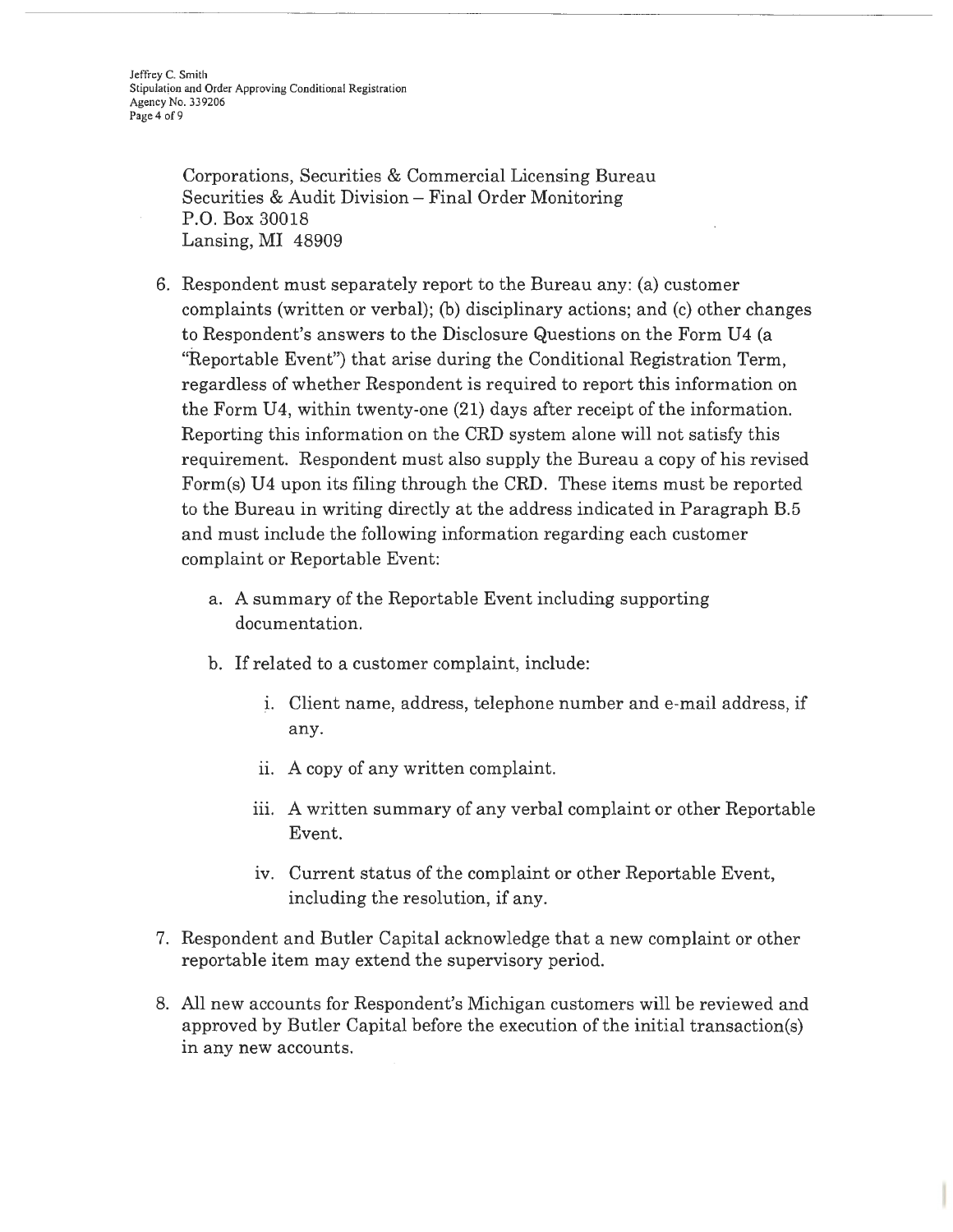Corporations, Securities & Commercial Licensing Bureau
Securities & Audit Division – Final Order Monitoring
P.O. Box 30018
Lansing, MI 48909

6. Respondent must separately report to the Bureau any: (a) customer complaints (written or verbal); (b) disciplinary actions; and (c) other changes to Respondent's answers to the Disclosure Questions on the Form U4 (a "Reportable Event") that arise during the Conditional Registration Term, regardless of whether Respondent is required to report this information on the Form U4, within twenty-one (21) days after receipt of the information. Reporting this information on the CRD system alone will not satisfy this requirement. Respondent must also supply the Bureau a copy of his revised Form(s) U4 upon its filing through the CRD. These items must be reported to the Bureau in writing directly at the address indicated in Paragraph B.5 and must include the following information regarding each customer complaint or Reportable Event:

   a. A summary of the Reportable Event including supporting documentation.

   b. If related to a customer complaint, include:

      i. Client name, address, telephone number and e-mail address, if any.

      ii. A copy of any written complaint.

      iii. A written summary of any verbal complaint or other Reportable Event.

      iv. Current status of the complaint or other Reportable Event, including the resolution, if any.

7. Respondent and Butler Capital acknowledge that a new complaint or other reportable item may extend the supervisory period.

8. All new accounts for Respondent's Michigan customers will be reviewed and approved by Butler Capital before the execution of the initial transaction(s) in any new accounts.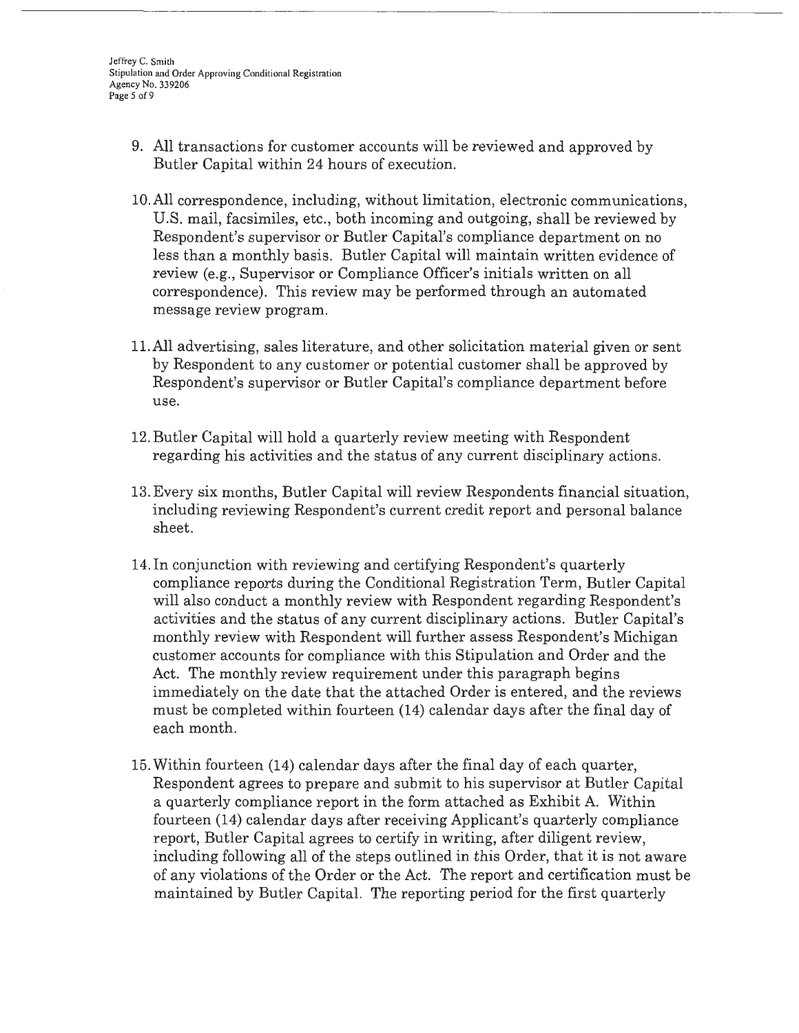9. All transactions for customer accounts will be reviewed and approved by Butler Capital within 24 hours of execution.

10. All correspondence, including, without limitation, electronic communications, U.S. mail, facsimiles, etc., both incoming and outgoing, shall be reviewed by Respondent's supervisor or Butler Capital's compliance department on no less than a monthly basis. Butler Capital will maintain written evidence of review (e.g., Supervisor or Compliance Officer's initials written on all correspondence). This review may be performed through an automated message review program.

11. All advertising, sales literature, and other solicitation material given or sent by Respondent to any customer or potential customer shall be approved by Respondent's supervisor or Butler Capital's compliance department before use.

12. Butler Capital will hold a quarterly review meeting with Respondent regarding his activities and the status of any current disciplinary actions.

13. Every six months, Butler Capital will review Respondents financial situation, including reviewing Respondent's current credit report and personal balance sheet.

14. In conjunction with reviewing and certifying Respondent's quarterly compliance reports during the Conditional Registration Term, Butler Capital will also conduct a monthly review with Respondent regarding Respondent's activities and the status of any current disciplinary actions. Butler Capital's monthly review with Respondent will further assess Respondent's Michigan customer accounts for compliance with this Stipulation and Order and the Act. The monthly review requirement under this paragraph begins immediately on the date that the attached Order is entered, and the reviews must be completed within fourteen (14) calendar days after the final day of each month.

15. Within fourteen (14) calendar days after the final day of each quarter, Respondent agrees to prepare and submit to his supervisor at Butler Capital a quarterly compliance report in the form attached as Exhibit A. Within fourteen (14) calendar days after receiving Applicant's quarterly compliance report, Butler Capital agrees to certify in writing, after diligent review, including following all of the steps outlined in this Order, that it is not aware of any violations of the Order or the Act. The report and certification must be maintained by Butler Capital. The reporting period for the first quarterly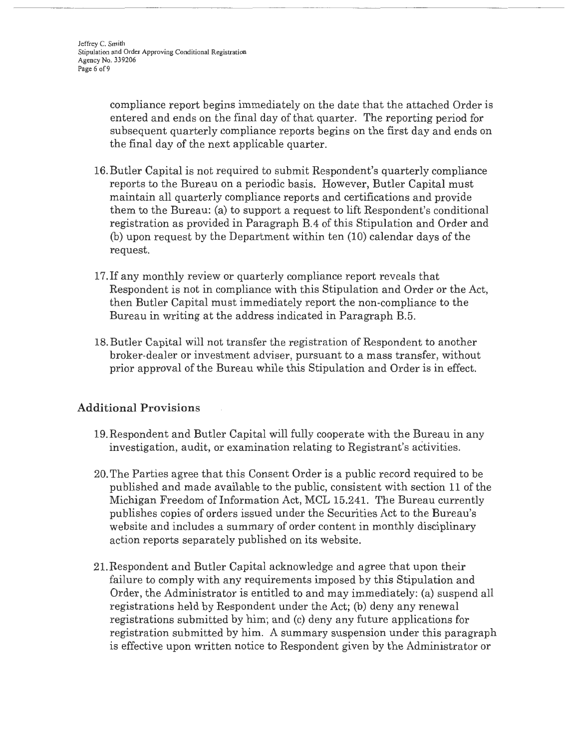compliance report begins immediately on the date that the attached Order is entered and ends on the final day of that quarter. The reporting period for subsequent quarterly compliance reports begins on the first day and ends on the final day of the next applicable quarter.

16. Butler Capital is not required to submit Respondent's quarterly compliance reports to the Bureau on a periodic basis. However, Butler Capital must maintain all quarterly compliance reports and certifications and provide them to the Bureau: (a) to support a request to lift Respondent's conditional registration as provided in Paragraph B.4 of this Stipulation and Order and (b) upon request by the Department within ten (10) calendar days of the request.

17. If any monthly review or quarterly compliance report reveals that Respondent is not in compliance with this Stipulation and Order or the Act, then Butler Capital must immediately report the non-compliance to the Bureau in writing at the address indicated in Paragraph B.5.

18. Butler Capital will not transfer the registration of Respondent to another broker-dealer or investment adviser, pursuant to a mass transfer, without prior approval of the Bureau while this Stipulation and Order is in effect.

## Additional Provisions

19. Respondent and Butler Capital will fully cooperate with the Bureau in any investigation, audit, or examination relating to Registrant's activities.

20. The Parties agree that this Consent Order is a public record required to be published and made available to the public, consistent with section 11 of the Michigan Freedom of Information Act, MCL 15.241. The Bureau currently publishes copies of orders issued under the Securities Act to the Bureau's website and includes a summary of order content in monthly disciplinary action reports separately published on its website.

21. Respondent and Butler Capital acknowledge and agree that upon their failure to comply with any requirements imposed by this Stipulation and Order, the Administrator is entitled to and may immediately: (a) suspend all registrations held by Respondent under the Act; (b) deny any renewal registrations submitted by him; and (c) deny any future applications for registration submitted by him. A summary suspension under this paragraph is effective upon written notice to Respondent given by the Administrator or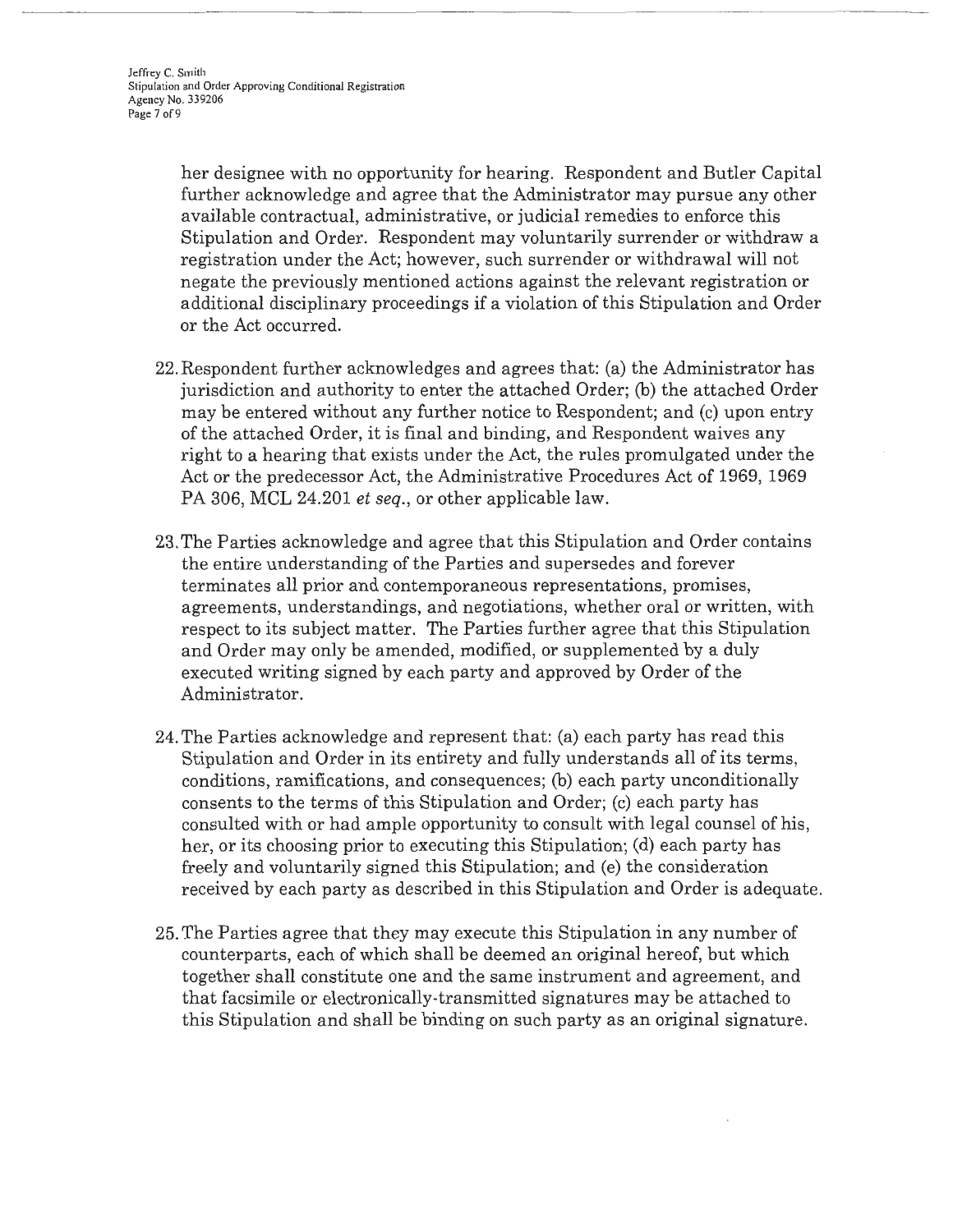her designee with no opportunity for hearing. Respondent and Butler Capital further acknowledge and agree that the Administrator may pursue any other available contractual, administrative, or judicial remedies to enforce this Stipulation and Order. Respondent may voluntarily surrender or withdraw a registration under the Act; however, such surrender or withdrawal will not negate the previously mentioned actions against the relevant registration or additional disciplinary proceedings if a violation of this Stipulation and Order or the Act occurred.

22. Respondent further acknowledges and agrees that: (a) the Administrator has jurisdiction and authority to enter the attached Order; (b) the attached Order may be entered without any further notice to Respondent; and (c) upon entry of the attached Order, it is final and binding, and Respondent waives any right to a hearing that exists under the Act, the rules promulgated under the Act or the predecessor Act, the Administrative Procedures Act of 1969, 1969 PA 306, MCL 24.201 *et seq.*, or other applicable law.

23. The Parties acknowledge and agree that this Stipulation and Order contains the entire understanding of the Parties and supersedes and forever terminates all prior and contemporaneous representations, promises, agreements, understandings, and negotiations, whether oral or written, with respect to its subject matter. The Parties further agree that this Stipulation and Order may only be amended, modified, or supplemented by a duly executed writing signed by each party and approved by Order of the Administrator.

24. The Parties acknowledge and represent that: (a) each party has read this Stipulation and Order in its entirety and fully understands all of its terms, conditions, ramifications, and consequences; (b) each party unconditionally consents to the terms of this Stipulation and Order; (c) each party has consulted with or had ample opportunity to consult with legal counsel of his, her, or its choosing prior to executing this Stipulation; (d) each party has freely and voluntarily signed this Stipulation; and (e) the consideration received by each party as described in this Stipulation and Order is adequate.

25. The Parties agree that they may execute this Stipulation in any number of counterparts, each of which shall be deemed an original hereof, but which together shall constitute one and the same instrument and agreement, and that facsimile or electronically-transmitted signatures may be attached to this Stipulation and shall be binding on such party as an original signature.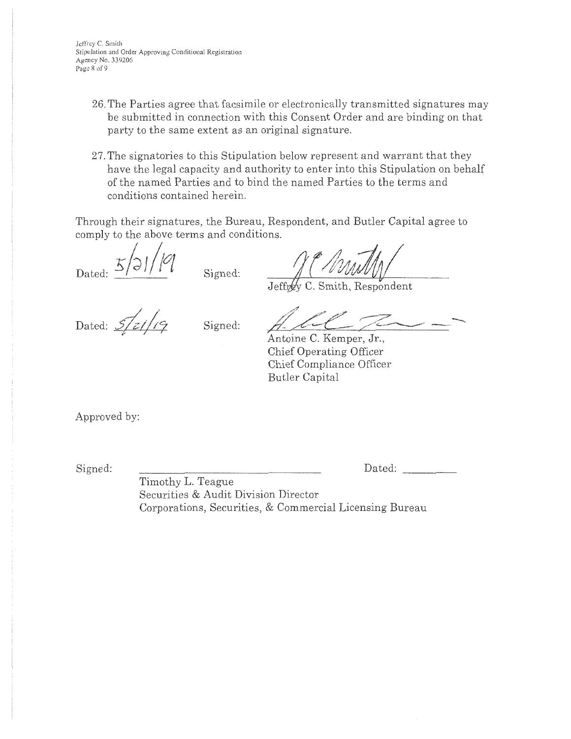26. The Parties agree that facsimile or electronically transmitted signatures may be submitted in connection with this Consent Order and are binding on that party to the same extent as an original signature.

27. The signatories to this Stipulation below represent and warrant that they have the legal capacity and authority to enter into this Stipulation on behalf of the named Parties and to bind the named Parties to the terms and conditions contained herein.

Through their signatures, the Bureau, Respondent, and Butler Capital agree to comply to the above terms and conditions.

Dated: 5/21/19 Signed: ______________________
Jeffrey C. Smith, Respondent

Dated: 5/21/19 Signed: ______________________
Antoine C. Kemper, Jr.,
Chief Operating Officer
Chief Compliance Officer
Butler Capital

Approved by:

Signed: ______________________ Dated: __________
Timothy L. Teague
Securities & Audit Division Director
Corporations, Securities, & Commercial Licensing Bureau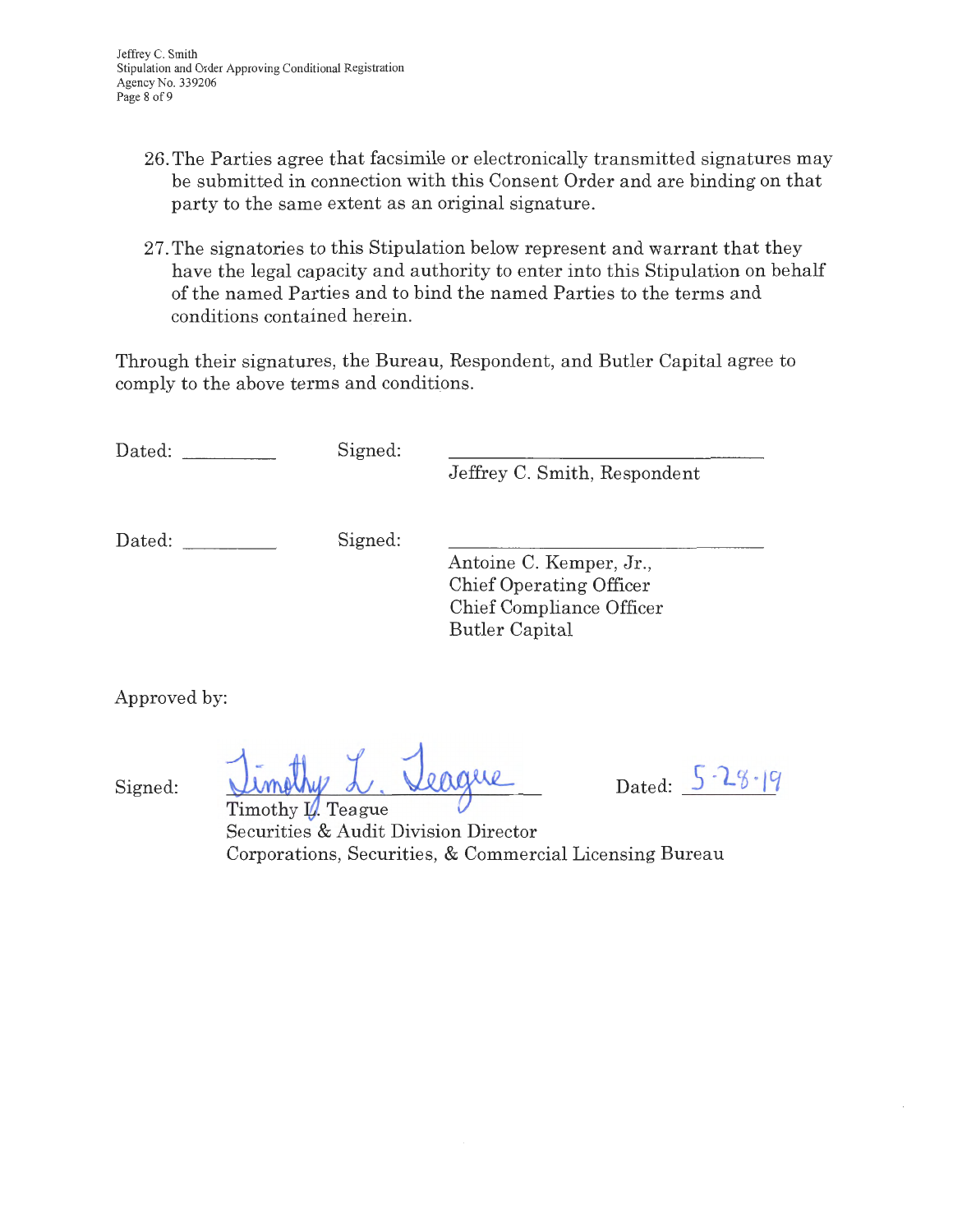26. The Parties agree that facsimile or electronically transmitted signatures may be submitted in connection with this Consent Order and are binding on that party to the same extent as an original signature.

27. The signatories to this Stipulation below represent and warrant that they have the legal capacity and authority to enter into this Stipulation on behalf of the named Parties and to bind the named Parties to the terms and conditions contained herein.

Through their signatures, the Bureau, Respondent, and Butler Capital agree to comply to the above terms and conditions.

Dated: _________ Signed: ____________________________

Jeffrey C. Smith, Respondent

Dated: _________ Signed: ____________________________

Antoine C. Kemper, Jr.,
Chief Operating Officer
Chief Compliance Officer
Butler Capital

Approved by:

Signed: Timothy L. Teague Dated: 5-28-19

Timothy L. Teague
Securities & Audit Division Director
Corporations, Securities, & Commercial Licensing Bureau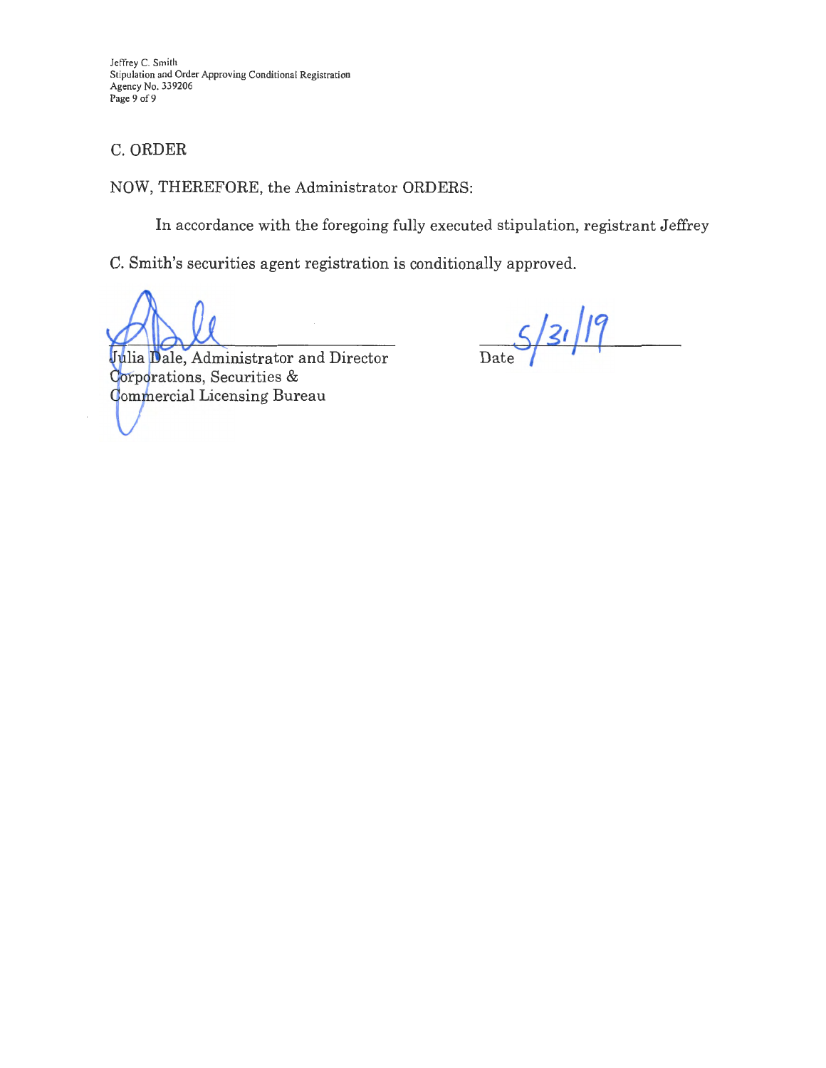## C. ORDER

NOW, THEREFORE, the Administrator ORDERS:

In accordance with the foregoing fully executed stipulation, registrant Jeffrey C. Smith's securities agent registration is conditionally approved.

Julia Dale, Administrator and Director
Corporations, Securities &
Commercial Licensing Bureau

Date 5/31/19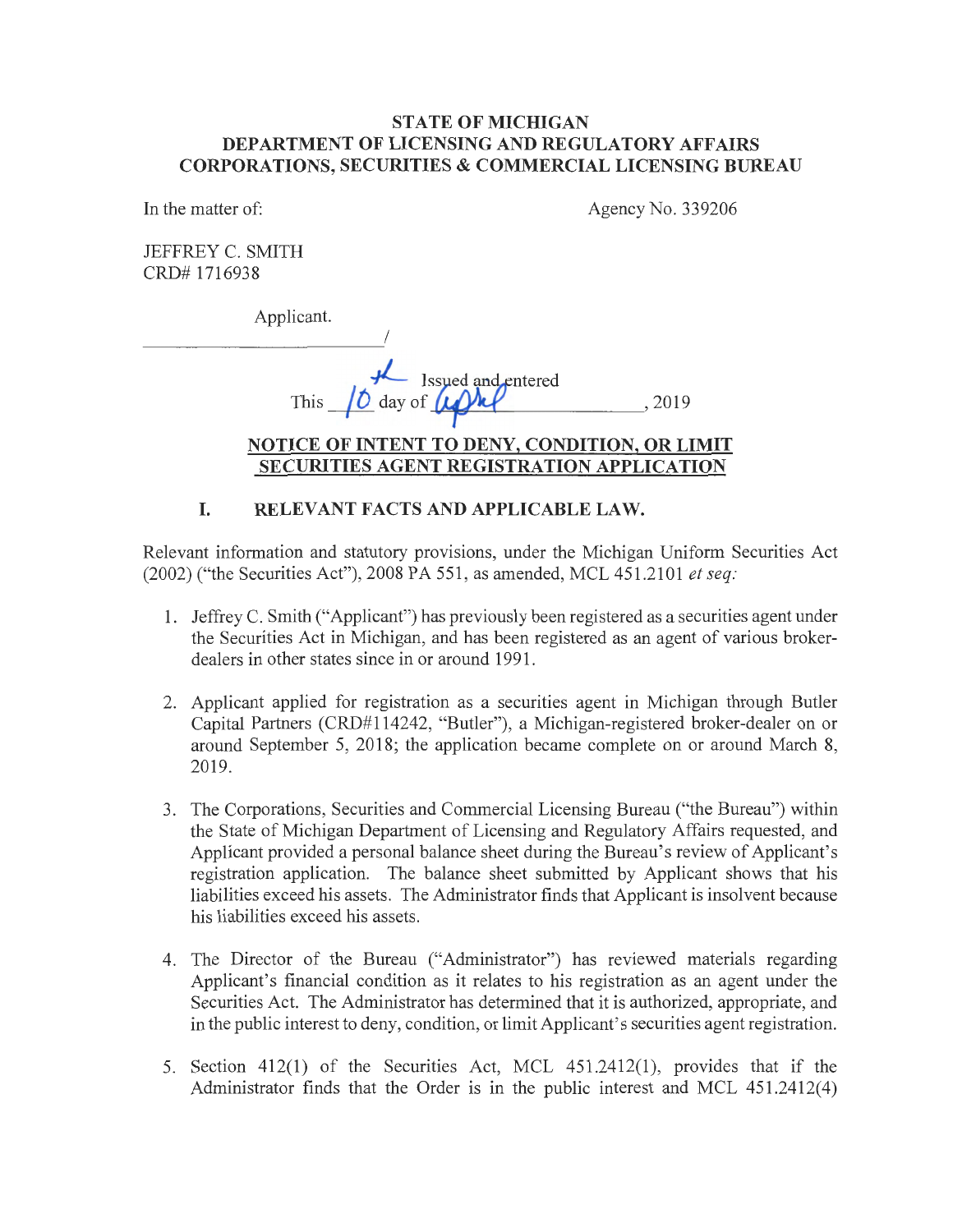**STATE OF MICHIGAN**
**DEPARTMENT OF LICENSING AND REGULATORY AFFAIRS**
**CORPORATIONS, SECURITIES & COMMERCIAL LICENSING BUREAU**

In the matter of: Agency No. 339206

JEFFREY C. SMITH
CRD# 1716938

Applicant.
______________________/

Issued and entered
This 10th day of April, 2019

## NOTICE OF INTENT TO DENY, CONDITION, OR LIMIT SECURITIES AGENT REGISTRATION APPLICATION

### I. RELEVANT FACTS AND APPLICABLE LAW.

Relevant information and statutory provisions, under the Michigan Uniform Securities Act (2002) ("the Securities Act"), 2008 PA 551, as amended, MCL 451.2101 *et seq:*

1. Jeffrey C. Smith ("Applicant") has previously been registered as a securities agent under the Securities Act in Michigan, and has been registered as an agent of various broker-dealers in other states since in or around 1991.

2. Applicant applied for registration as a securities agent in Michigan through Butler Capital Partners (CRD#114242, "Butler"), a Michigan-registered broker-dealer on or around September 5, 2018; the application became complete on or around March 8, 2019.

3. The Corporations, Securities and Commercial Licensing Bureau ("the Bureau") within the State of Michigan Department of Licensing and Regulatory Affairs requested, and Applicant provided a personal balance sheet during the Bureau's review of Applicant's registration application. The balance sheet submitted by Applicant shows that his liabilities exceed his assets. The Administrator finds that Applicant is insolvent because his liabilities exceed his assets.

4. The Director of the Bureau ("Administrator") has reviewed materials regarding Applicant's financial condition as it relates to his registration as an agent under the Securities Act. The Administrator has determined that it is authorized, appropriate, and in the public interest to deny, condition, or limit Applicant's securities agent registration.

5. Section 412(1) of the Securities Act, MCL 451.2412(1), provides that if the Administrator finds that the Order is in the public interest and MCL 451.2412(4)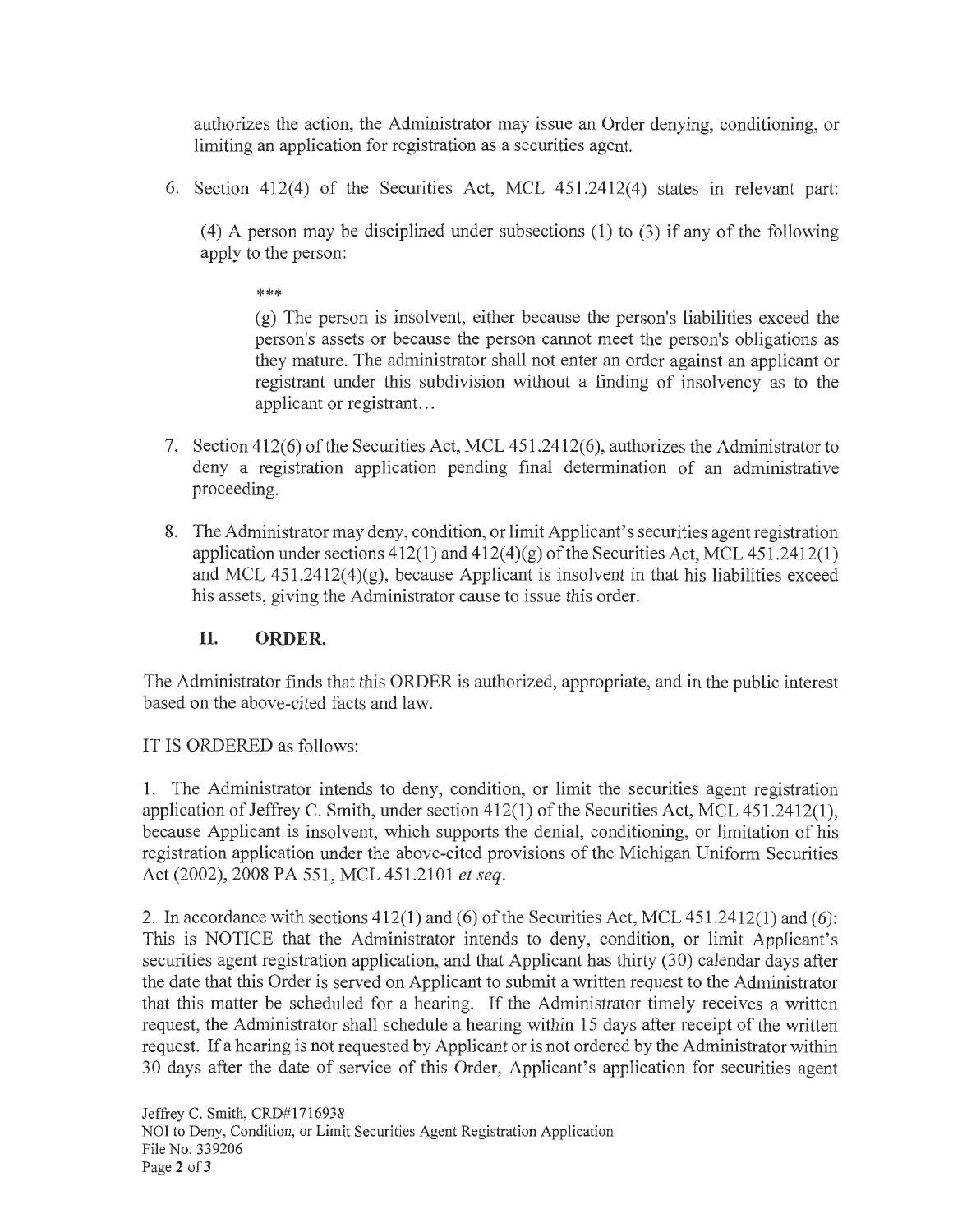authorizes the action, the Administrator may issue an Order denying, conditioning, or limiting an application for registration as a securities agent.

6. Section 412(4) of the Securities Act, MCL 451.2412(4) states in relevant part:

   (4) A person may be disciplined under subsections (1) to (3) if any of the following apply to the person:

   ***

   (g) The person is insolvent, either because the person's liabilities exceed the person's assets or because the person cannot meet the person's obligations as they mature. The administrator shall not enter an order against an applicant or registrant under this subdivision without a finding of insolvency as to the applicant or registrant…

7. Section 412(6) of the Securities Act, MCL 451.2412(6), authorizes the Administrator to deny a registration application pending final determination of an administrative proceeding.

8. The Administrator may deny, condition, or limit Applicant's securities agent registration application under sections 412(1) and 412(4)(g) of the Securities Act, MCL 451.2412(1) and MCL 451.2412(4)(g), because Applicant is insolvent in that his liabilities exceed his assets, giving the Administrator cause to issue this order.

## II. ORDER.

The Administrator finds that this ORDER is authorized, appropriate, and in the public interest based on the above-cited facts and law.

IT IS ORDERED as follows:

1. The Administrator intends to deny, condition, or limit the securities agent registration application of Jeffrey C. Smith, under section 412(1) of the Securities Act, MCL 451.2412(1), because Applicant is insolvent, which supports the denial, conditioning, or limitation of his registration application under the above-cited provisions of the Michigan Uniform Securities Act (2002), 2008 PA 551, MCL 451.2101 *et seq*.

2. In accordance with sections 412(1) and (6) of the Securities Act, MCL 451.2412(1) and (6): This is NOTICE that the Administrator intends to deny, condition, or limit Applicant's securities agent registration application, and that Applicant has thirty (30) calendar days after the date that this Order is served on Applicant to submit a written request to the Administrator that this matter be scheduled for a hearing. If the Administrator timely receives a written request, the Administrator shall schedule a hearing within 15 days after receipt of the written request. If a hearing is not requested by Applicant or is not ordered by the Administrator within 30 days after the date of service of this Order, Applicant's application for securities agent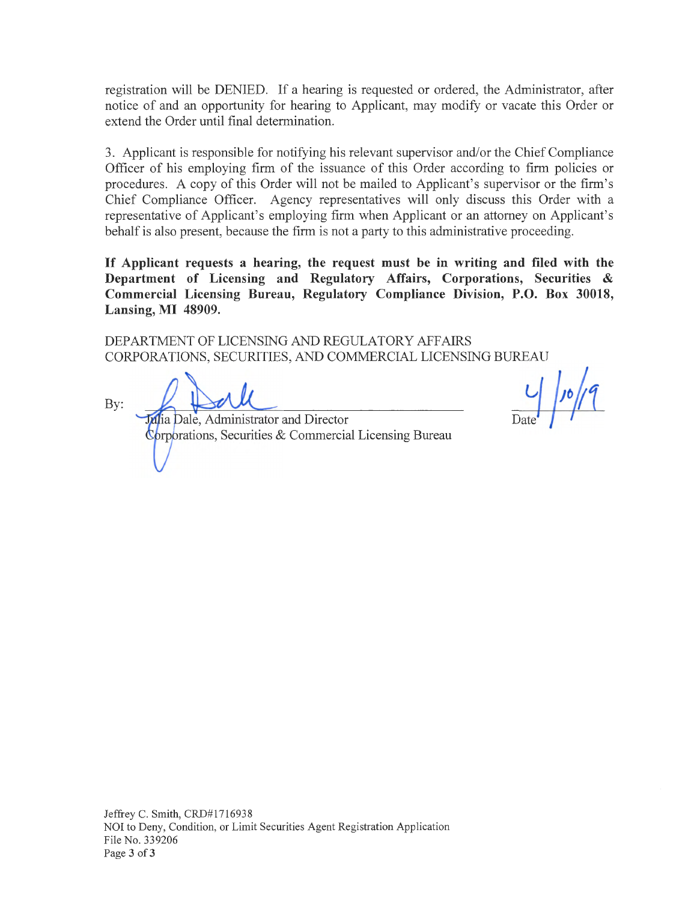registration will be DENIED. If a hearing is requested or ordered, the Administrator, after notice of and an opportunity for hearing to Applicant, may modify or vacate this Order or extend the Order until final determination.

3. Applicant is responsible for notifying his relevant supervisor and/or the Chief Compliance Officer of his employing firm of the issuance of this Order according to firm policies or procedures. A copy of this Order will not be mailed to Applicant's supervisor or the firm's Chief Compliance Officer. Agency representatives will only discuss this Order with a representative of Applicant's employing firm when Applicant or an attorney on Applicant's behalf is also present, because the firm is not a party to this administrative proceeding.

**If Applicant requests a hearing, the request must be in writing and filed with the Department of Licensing and Regulatory Affairs, Corporations, Securities & Commercial Licensing Bureau, Regulatory Compliance Division, P.O. Box 30018, Lansing, MI 48909.**

DEPARTMENT OF LICENSING AND REGULATORY AFFAIRS
CORPORATIONS, SECURITIES, AND COMMERCIAL LICENSING BUREAU

By: ______________________________
Julia Dale, Administrator and Director
Corporations, Securities & Commercial Licensing Bureau

4/10/19
Date

Jeffrey C. Smith, CRD#1716938
NOI to Deny, Condition, or Limit Securities Agent Registration Application
File No. 339206